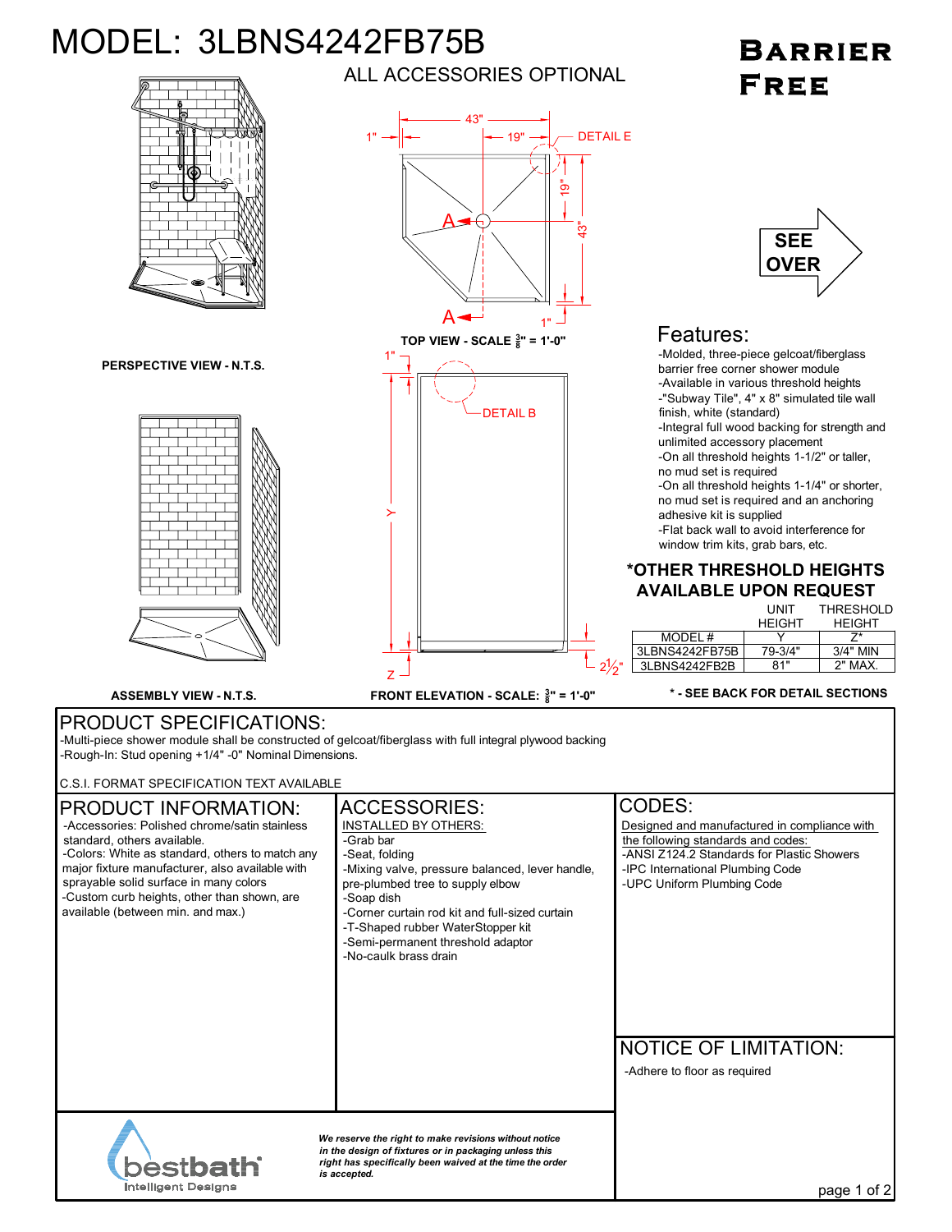# MODEL: 3LBNS4242FB75B

ALL ACCESSORIES OPTIONAL

**BARRIER FREE**

43"
1"
19"
DETAIL E
19"
43"
A
A
1"

**TOP VIEW - SCALE $\frac{3}{8}$" = 1'-0"**

**PERSPECTIVE VIEW - N.T.S.**

1"
DETAIL B
Y
Z
2½"

**ASSEMBLY VIEW - N.T.S.**

**FRONT ELEVATION - SCALE: $\frac{3}{8}$" = 1'-0"**

SEE OVER

## Features:

- -Molded, three-piece gelcoat/fiberglass barrier free corner shower module
- -Available in various threshold heights
- -"Subway Tile", 4" x 8" simulated tile wall finish, white (standard)
- -Integral full wood backing for strength and unlimited accessory placement
- -On all threshold heights 1-1/2" or taller, no mud set is required
- -On all threshold heights 1-1/4" or shorter, no mud set is required and an anchoring adhesive kit is supplied
- -Flat back wall to avoid interference for window trim kits, grab bars, etc.

### *OTHER THRESHOLD HEIGHTS AVAILABLE UPON REQUEST

| MODEL # | UNIT HEIGHT Y | THRESHOLD HEIGHT Z* |
|---|---|---|
| 3LBNS4242FB75B | 79-3/4" | 3/4" MIN |
| 3LBNS4242FB2B | 81" | 2" MAX. |

**\* - SEE BACK FOR DETAIL SECTIONS**

## PRODUCT SPECIFICATIONS:

-Multi-piece shower module shall be constructed of gelcoat/fiberglass with full integral plywood backing
-Rough-In: Stud opening +1/4" -0" Nominal Dimensions.

C.S.I. FORMAT SPECIFICATION TEXT AVAILABLE

## PRODUCT INFORMATION:

- -Accessories: Polished chrome/satin stainless standard, others available.
- -Colors: White as standard, others to match any major fixture manufacturer, also available with sprayable solid surface in many colors
- -Custom curb heights, other than shown, are available (between min. and max.)

## ACCESSORIES:

INSTALLED BY OTHERS:

- -Grab bar
- -Seat, folding
- -Mixing valve, pressure balanced, lever handle, pre-plumbed tree to supply elbow
- -Soap dish
- -Corner curtain rod kit and full-sized curtain
- -T-Shaped rubber WaterStopper kit
- -Semi-permanent threshold adaptor
- -No-caulk brass drain

## CODES:

Designed and manufactured in compliance with the following standards and codes:

- -ANSI Z124.2 Standards for Plastic Showers
- -IPC International Plumbing Code
- -UPC Uniform Plumbing Code

## NOTICE OF LIMITATION:

- -Adhere to floor as required

bestbath Intelligent Designs

*We reserve the right to make revisions without notice in the design of fixtures or in packaging unless this right has specifically been waived at the time the order is accepted.*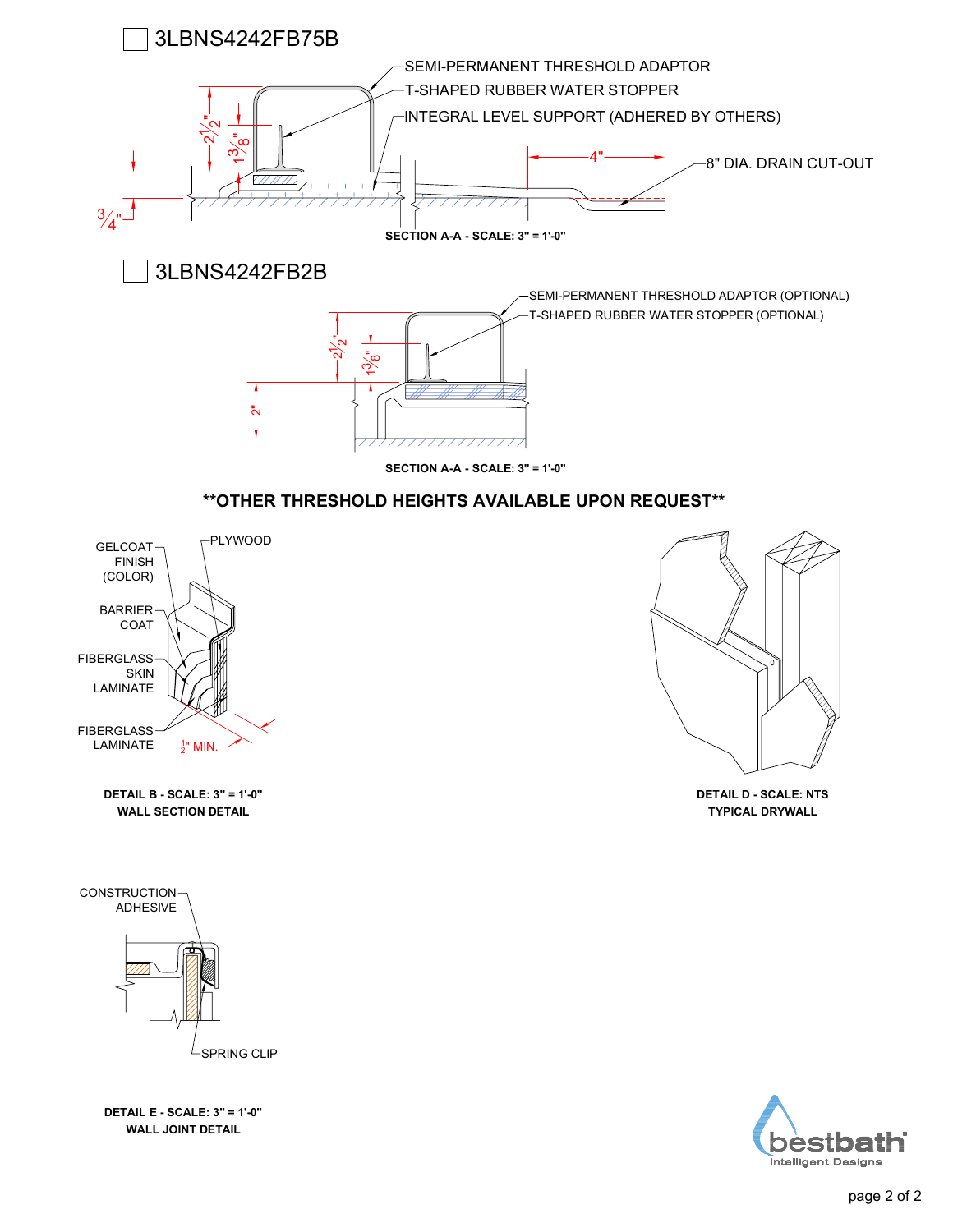☐ 3LBNS4242FB75B

SEMI-PERMANENT THRESHOLD ADAPTOR

T-SHAPED RUBBER WATER STOPPER

INTEGRAL LEVEL SUPPORT (ADHERED BY OTHERS)

2½"

1⅜"

4"

8" DIA. DRAIN CUT-OUT

¾"

**SECTION A-A - SCALE: 3" = 1'-0"**

☐ 3LBNS4242FB2B

SEMI-PERMANENT THRESHOLD ADAPTOR (OPTIONAL)

T-SHAPED RUBBER WATER STOPPER (OPTIONAL)

2½"

1⅜"

2"

**SECTION A-A - SCALE: 3" = 1'-0"**

**\*\*OTHER THRESHOLD HEIGHTS AVAILABLE UPON REQUEST\*\***

GELCOAT FINISH (COLOR)

PLYWOOD

BARRIER COAT

FIBERGLASS SKIN LAMINATE

FIBERGLASS LAMINATE

½" MIN.

**DETAIL B - SCALE: 3" = 1'-0"**
**WALL SECTION DETAIL**

**DETAIL D - SCALE: NTS**
**TYPICAL DRYWALL**

CONSTRUCTION ADHESIVE

SPRING CLIP

**DETAIL E - SCALE: 3" = 1'-0"**
**WALL JOINT DETAIL**

bestbath
Intelligent Designs